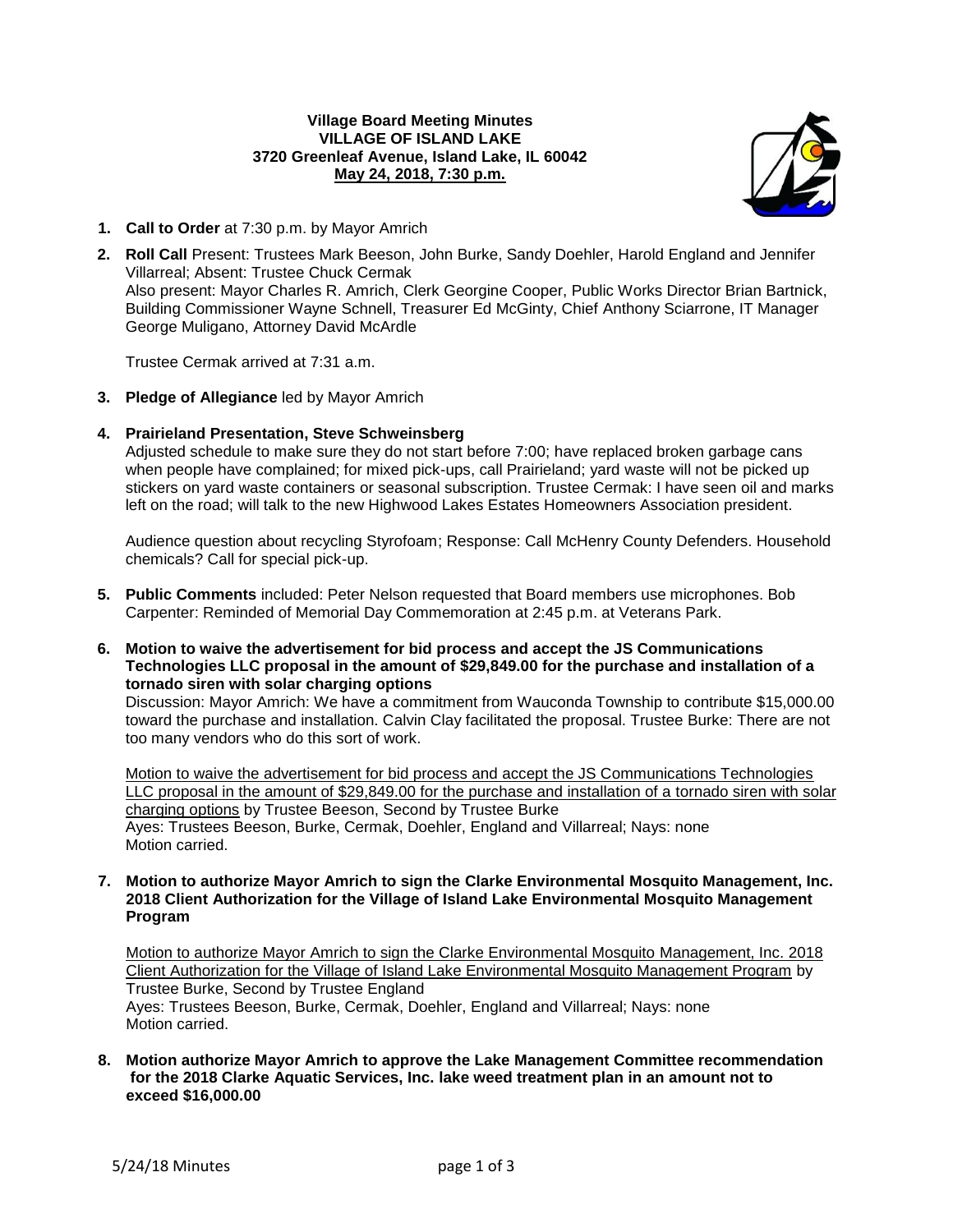**Village Board Meeting Minutes**
**VILLAGE OF ISLAND LAKE**
**3720 Greenleaf Avenue, Island Lake, IL 60042**
**May 24, 2018, 7:30 p.m.**

1. **Call to Order** at 7:30 p.m. by Mayor Amrich

2. **Roll Call** Present: Trustees Mark Beeson, John Burke, Sandy Doehler, Harold England and Jennifer Villarreal; Absent: Trustee Chuck Cermak
   Also present: Mayor Charles R. Amrich, Clerk Georgine Cooper, Public Works Director Brian Bartnick, Building Commissioner Wayne Schnell, Treasurer Ed McGinty, Chief Anthony Sciarrone, IT Manager George Muligano, Attorney David McArdle

   Trustee Cermak arrived at 7:31 a.m.

3. **Pledge of Allegiance** led by Mayor Amrich

4. **Prairieland Presentation, Steve Schweinsberg**
   Adjusted schedule to make sure they do not start before 7:00; have replaced broken garbage cans when people have complained; for mixed pick-ups, call Prairieland; yard waste will not be picked up stickers on yard waste containers or seasonal subscription. Trustee Cermak: I have seen oil and marks left on the road; will talk to the new Highwood Lakes Estates Homeowners Association president.

   Audience question about recycling Styrofoam; Response: Call McHenry County Defenders. Household chemicals? Call for special pick-up.

5. **Public Comments** included: Peter Nelson requested that Board members use microphones. Bob Carpenter: Reminded of Memorial Day Commemoration at 2:45 p.m. at Veterans Park.

6. **Motion to waive the advertisement for bid process and accept the JS Communications Technologies LLC proposal in the amount of $29,849.00 for the purchase and installation of a tornado siren with solar charging options**
   Discussion: Mayor Amrich: We have a commitment from Wauconda Township to contribute $15,000.00 toward the purchase and installation. Calvin Clay facilitated the proposal. Trustee Burke: There are not too many vendors who do this sort of work.

   Motion to waive the advertisement for bid process and accept the JS Communications Technologies LLC proposal in the amount of $29,849.00 for the purchase and installation of a tornado siren with solar charging options by Trustee Beeson, Second by Trustee Burke
   Ayes: Trustees Beeson, Burke, Cermak, Doehler, England and Villarreal; Nays: none
   Motion carried.

7. **Motion to authorize Mayor Amrich to sign the Clarke Environmental Mosquito Management, Inc. 2018 Client Authorization for the Village of Island Lake Environmental Mosquito Management Program**

   Motion to authorize Mayor Amrich to sign the Clarke Environmental Mosquito Management, Inc. 2018 Client Authorization for the Village of Island Lake Environmental Mosquito Management Program by Trustee Burke, Second by Trustee England
   Ayes: Trustees Beeson, Burke, Cermak, Doehler, England and Villarreal; Nays: none
   Motion carried.

8. **Motion authorize Mayor Amrich to approve the Lake Management Committee recommendation for the 2018 Clarke Aquatic Services, Inc. lake weed treatment plan in an amount not to exceed $16,000.00**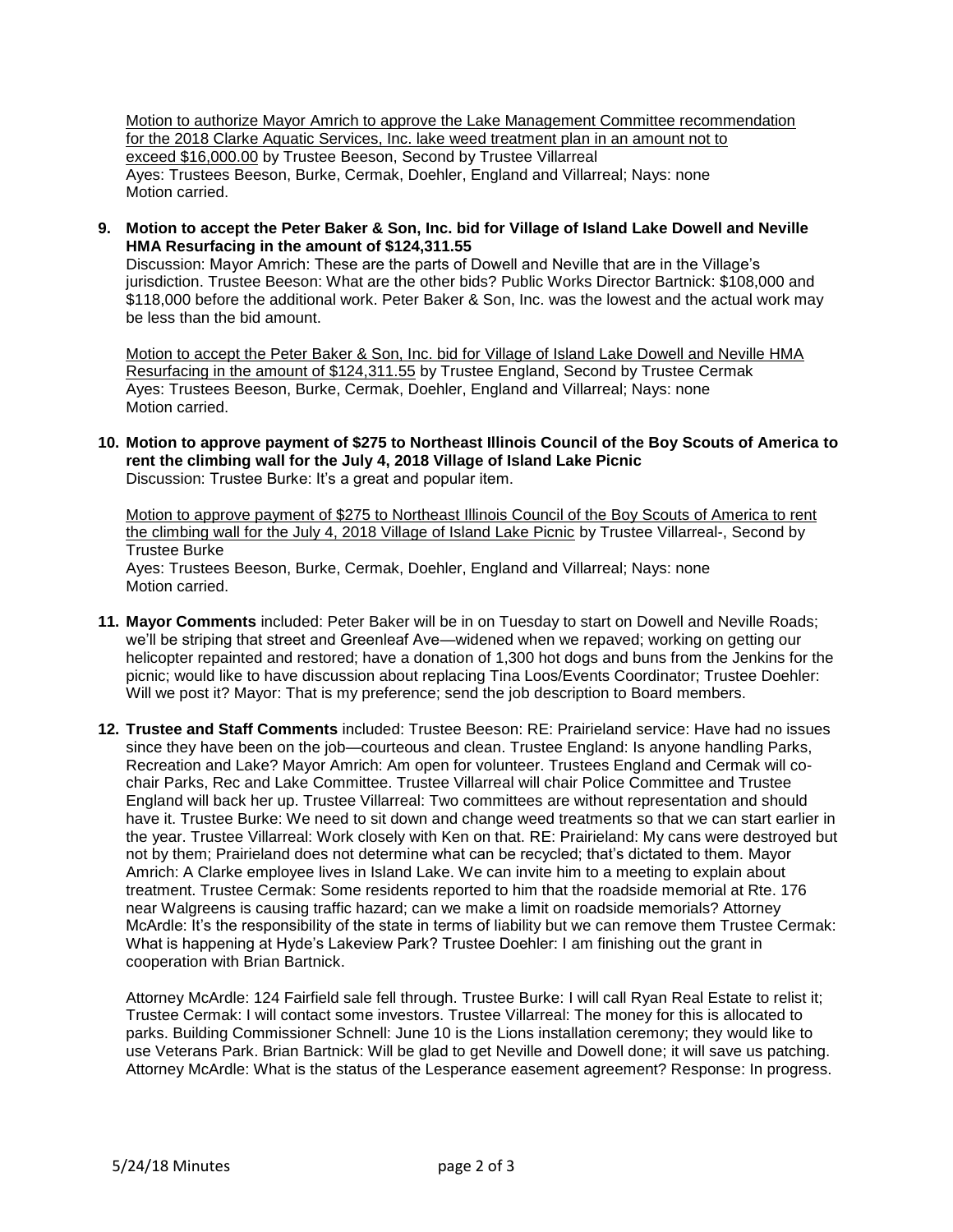Motion to authorize Mayor Amrich to approve the Lake Management Committee recommendation for the 2018 Clarke Aquatic Services, Inc. lake weed treatment plan in an amount not to exceed $16,000.00 by Trustee Beeson, Second by Trustee Villarreal
Ayes: Trustees Beeson, Burke, Cermak, Doehler, England and Villarreal; Nays: none
Motion carried.

9. **Motion to accept the Peter Baker & Son, Inc. bid for Village of Island Lake Dowell and Neville HMA Resurfacing in the amount of $124,311.55**
Discussion: Mayor Amrich: These are the parts of Dowell and Neville that are in the Village's jurisdiction. Trustee Beeson: What are the other bids? Public Works Director Bartnick: $108,000 and $118,000 before the additional work. Peter Baker & Son, Inc. was the lowest and the actual work may be less than the bid amount.

   Motion to accept the Peter Baker & Son, Inc. bid for Village of Island Lake Dowell and Neville HMA Resurfacing in the amount of $124,311.55 by Trustee England, Second by Trustee Cermak
   Ayes: Trustees Beeson, Burke, Cermak, Doehler, England and Villarreal; Nays: none
   Motion carried.

10. **Motion to approve payment of $275 to Northeast Illinois Council of the Boy Scouts of America to rent the climbing wall for the July 4, 2018 Village of Island Lake Picnic**
Discussion: Trustee Burke: It's a great and popular item.

    Motion to approve payment of $275 to Northeast Illinois Council of the Boy Scouts of America to rent the climbing wall for the July 4, 2018 Village of Island Lake Picnic by Trustee Villarreal-, Second by Trustee Burke
    Ayes: Trustees Beeson, Burke, Cermak, Doehler, England and Villarreal; Nays: none
    Motion carried.

11. **Mayor Comments** included: Peter Baker will be in on Tuesday to start on Dowell and Neville Roads; we'll be striping that street and Greenleaf Ave—widened when we repaved; working on getting our helicopter repainted and restored; have a donation of 1,300 hot dogs and buns from the Jenkins for the picnic; would like to have discussion about replacing Tina Loos/Events Coordinator; Trustee Doehler: Will we post it? Mayor: That is my preference; send the job description to Board members.

12. **Trustee and Staff Comments** included: Trustee Beeson: RE: Prairieland service: Have had no issues since they have been on the job—courteous and clean. Trustee England: Is anyone handling Parks, Recreation and Lake? Mayor Amrich: Am open for volunteer. Trustees England and Cermak will co-chair Parks, Rec and Lake Committee. Trustee Villarreal will chair Police Committee and Trustee England will back her up. Trustee Villarreal: Two committees are without representation and should have it. Trustee Burke: We need to sit down and change weed treatments so that we can start earlier in the year. Trustee Villarreal: Work closely with Ken on that. RE: Prairieland: My cans were destroyed but not by them; Prairieland does not determine what can be recycled; that's dictated to them. Mayor Amrich: A Clarke employee lives in Island Lake. We can invite him to a meeting to explain about treatment. Trustee Cermak: Some residents reported to him that the roadside memorial at Rte. 176 near Walgreens is causing traffic hazard; can we make a limit on roadside memorials? Attorney McArdle: It's the responsibility of the state in terms of liability but we can remove them Trustee Cermak: What is happening at Hyde's Lakeview Park? Trustee Doehler: I am finishing out the grant in cooperation with Brian Bartnick.

    Attorney McArdle: 124 Fairfield sale fell through. Trustee Burke: I will call Ryan Real Estate to relist it; Trustee Cermak: I will contact some investors. Trustee Villarreal: The money for this is allocated to parks. Building Commissioner Schnell: June 10 is the Lions installation ceremony; they would like to use Veterans Park. Brian Bartnick: Will be glad to get Neville and Dowell done; it will save us patching. Attorney McArdle: What is the status of the Lesperance easement agreement? Response: In progress.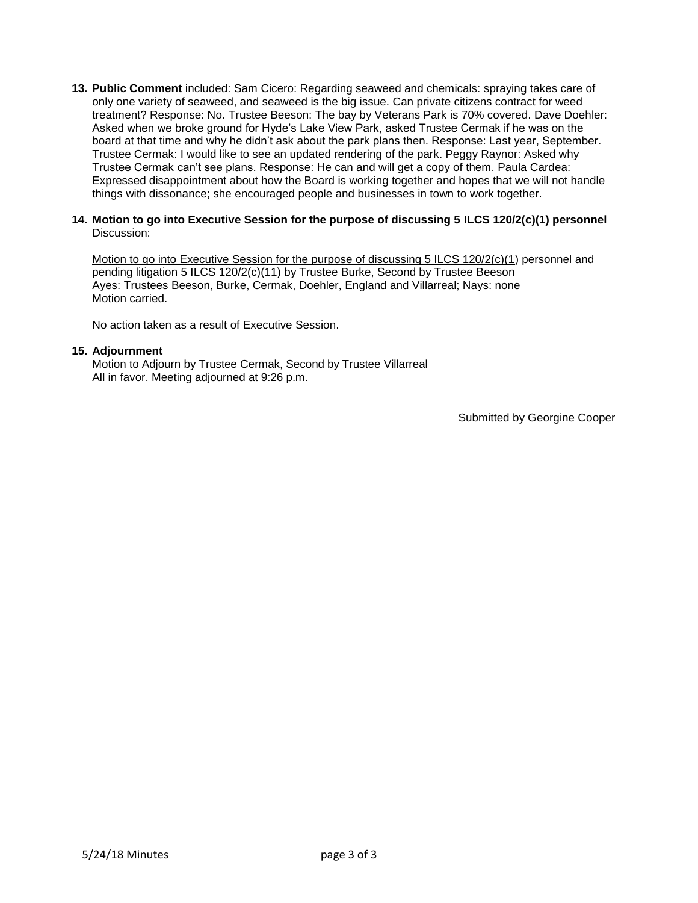**13. Public Comment** included: Sam Cicero: Regarding seaweed and chemicals: spraying takes care of only one variety of seaweed, and seaweed is the big issue. Can private citizens contract for weed treatment? Response: No. Trustee Beeson: The bay by Veterans Park is 70% covered. Dave Doehler: Asked when we broke ground for Hyde's Lake View Park, asked Trustee Cermak if he was on the board at that time and why he didn't ask about the park plans then. Response: Last year, September. Trustee Cermak: I would like to see an updated rendering of the park. Peggy Raynor: Asked why Trustee Cermak can't see plans. Response: He can and will get a copy of them. Paula Cardea: Expressed disappointment about how the Board is working together and hopes that we will not handle things with dissonance; she encouraged people and businesses in town to work together.

**14. Motion to go into Executive Session for the purpose of discussing 5 ILCS 120/2(c)(1) personnel**
Discussion:

Motion to go into Executive Session for the purpose of discussing 5 ILCS 120/2(c)(1) personnel and pending litigation 5 ILCS 120/2(c)(11) by Trustee Burke, Second by Trustee Beeson
Ayes: Trustees Beeson, Burke, Cermak, Doehler, England and Villarreal; Nays: none
Motion carried.

No action taken as a result of Executive Session.

**15. Adjournment**
Motion to Adjourn by Trustee Cermak, Second by Trustee Villarreal
All in favor. Meeting adjourned at 9:26 p.m.

Submitted by Georgine Cooper

5/24/18 Minutes